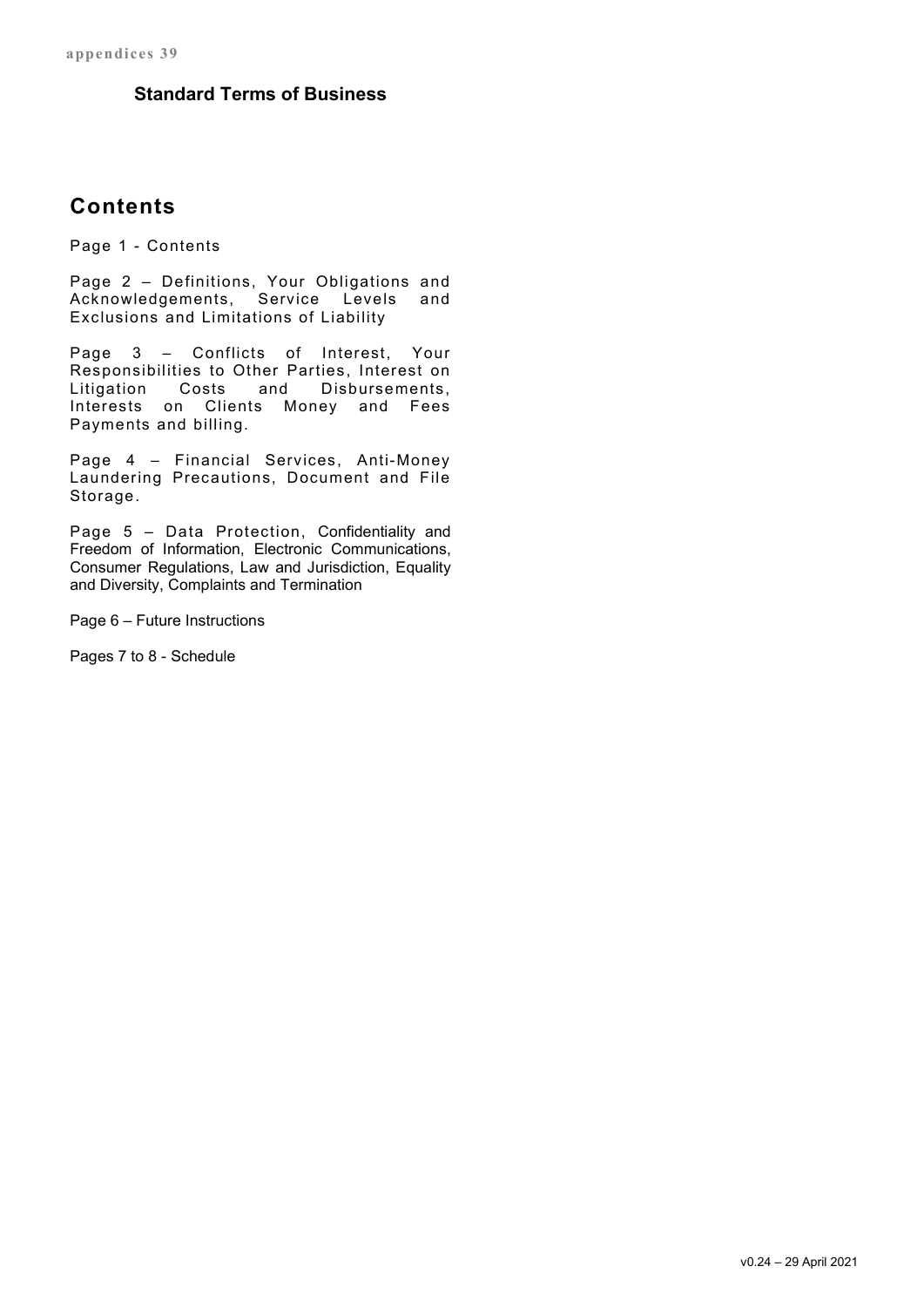appendices 39

## Standard Terms of Business

# Contents

Page 1 - Contents

Page 2 – Definitions, Your Obligations and Acknowledgements, Service Levels and Exclusions and Limitations of Liability

Page 3 – Conflicts of Interest, Your Responsibilities to Other Parties, Interest on Litigation Costs and Disbursements, Interests on Clients Money and Fees Payments and billing.

Page 4 – Financial Services, Anti-Money Laundering Precautions, Document and File Storage.

Page 5 – Data Protection, Confidentiality and Freedom of Information, Electronic Communications, Consumer Regulations, Law and Jurisdiction, Equality and Diversity, Complaints and Termination

Page 6 – Future Instructions

Pages 7 to 8 - Schedule

v0.24 – 29 April 2021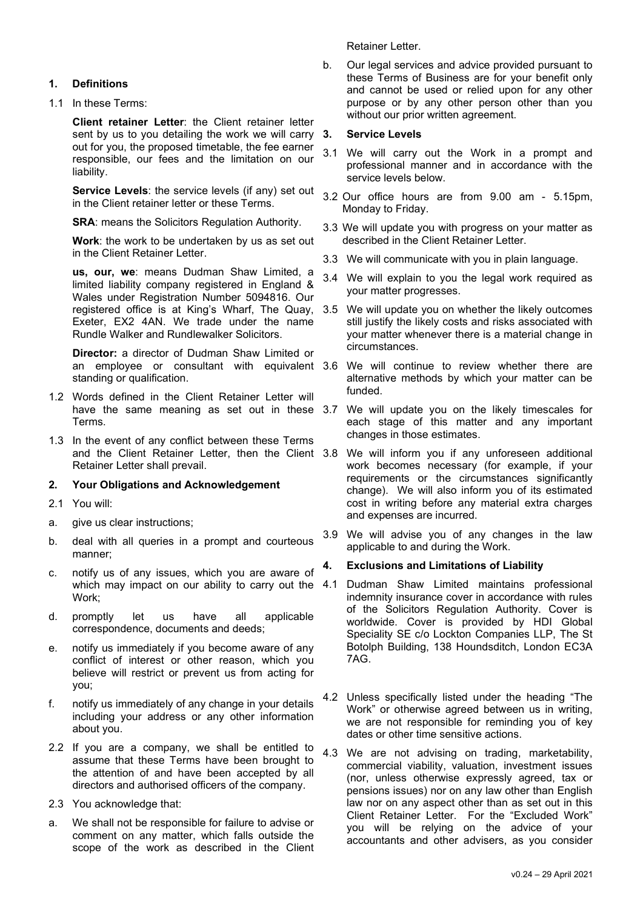## 1. Definitions

1.1 In these Terms:

**Client retainer Letter**: the Client retainer letter sent by us to you detailing the work we will carry out for you, the proposed timetable, the fee earner responsible, our fees and the limitation on our liability.

**Service Levels**: the service levels (if any) set out in the Client retainer letter or these Terms.

**SRA**: means the Solicitors Regulation Authority.

**Work**: the work to be undertaken by us as set out in the Client Retainer Letter.

**us, our, we**: means Dudman Shaw Limited, a limited liability company registered in England & Wales under Registration Number 5094816. Our registered office is at King's Wharf, The Quay, Exeter, EX2 4AN. We trade under the name Rundle Walker and Rundlewalker Solicitors.

**Director:** a director of Dudman Shaw Limited or an employee or consultant with equivalent standing or qualification.

1.2 Words defined in the Client Retainer Letter will have the same meaning as set out in these Terms.

1.3 In the event of any conflict between these Terms and the Client Retainer Letter, then the Client Retainer Letter shall prevail.

## 2. Your Obligations and Acknowledgement

2.1 You will:

a. give us clear instructions;

b. deal with all queries in a prompt and courteous manner;

c. notify us of any issues, which you are aware of which may impact on our ability to carry out the Work;

d. promptly let us have all applicable correspondence, documents and deeds;

e. notify us immediately if you become aware of any conflict of interest or other reason, which you believe will restrict or prevent us from acting for you;

f. notify us immediately of any change in your details including your address or any other information about you.

2.2 If you are a company, we shall be entitled to assume that these Terms have been brought to the attention of and have been accepted by all directors and authorised officers of the company.

2.3 You acknowledge that:

a. We shall not be responsible for failure to advise or comment on any matter, which falls outside the scope of the work as described in the Client Retainer Letter.

b. Our legal services and advice provided pursuant to these Terms of Business are for your benefit only and cannot be used or relied upon for any other purpose or by any other person other than you without our prior written agreement.

## 3. Service Levels

3.1 We will carry out the Work in a prompt and professional manner and in accordance with the service levels below.

3.2 Our office hours are from 9.00 am - 5.15pm, Monday to Friday.

3.3 We will update you with progress on your matter as described in the Client Retainer Letter.

3.3 We will communicate with you in plain language.

3.4 We will explain to you the legal work required as your matter progresses.

3.5 We will update you on whether the likely outcomes still justify the likely costs and risks associated with your matter whenever there is a material change in circumstances.

3.6 We will continue to review whether there are alternative methods by which your matter can be funded.

3.7 We will update you on the likely timescales for each stage of this matter and any important changes in those estimates.

3.8 We will inform you if any unforeseen additional work becomes necessary (for example, if your requirements or the circumstances significantly change). We will also inform you of its estimated cost in writing before any material extra charges and expenses are incurred.

3.9 We will advise you of any changes in the law applicable to and during the Work.

## 4. Exclusions and Limitations of Liability

4.1 Dudman Shaw Limited maintains professional indemnity insurance cover in accordance with rules of the Solicitors Regulation Authority. Cover is worldwide. Cover is provided by HDI Global Speciality SE c/o Lockton Companies LLP, The St Botolph Building, 138 Houndsditch, London EC3A 7AG.

4.2 Unless specifically listed under the heading "The Work" or otherwise agreed between us in writing, we are not responsible for reminding you of key dates or other time sensitive actions.

4.3 We are not advising on trading, marketability, commercial viability, valuation, investment issues (nor, unless otherwise expressly agreed, tax or pensions issues) nor on any law other than English law nor on any aspect other than as set out in this Client Retainer Letter. For the "Excluded Work" you will be relying on the advice of your accountants and other advisers, as you consider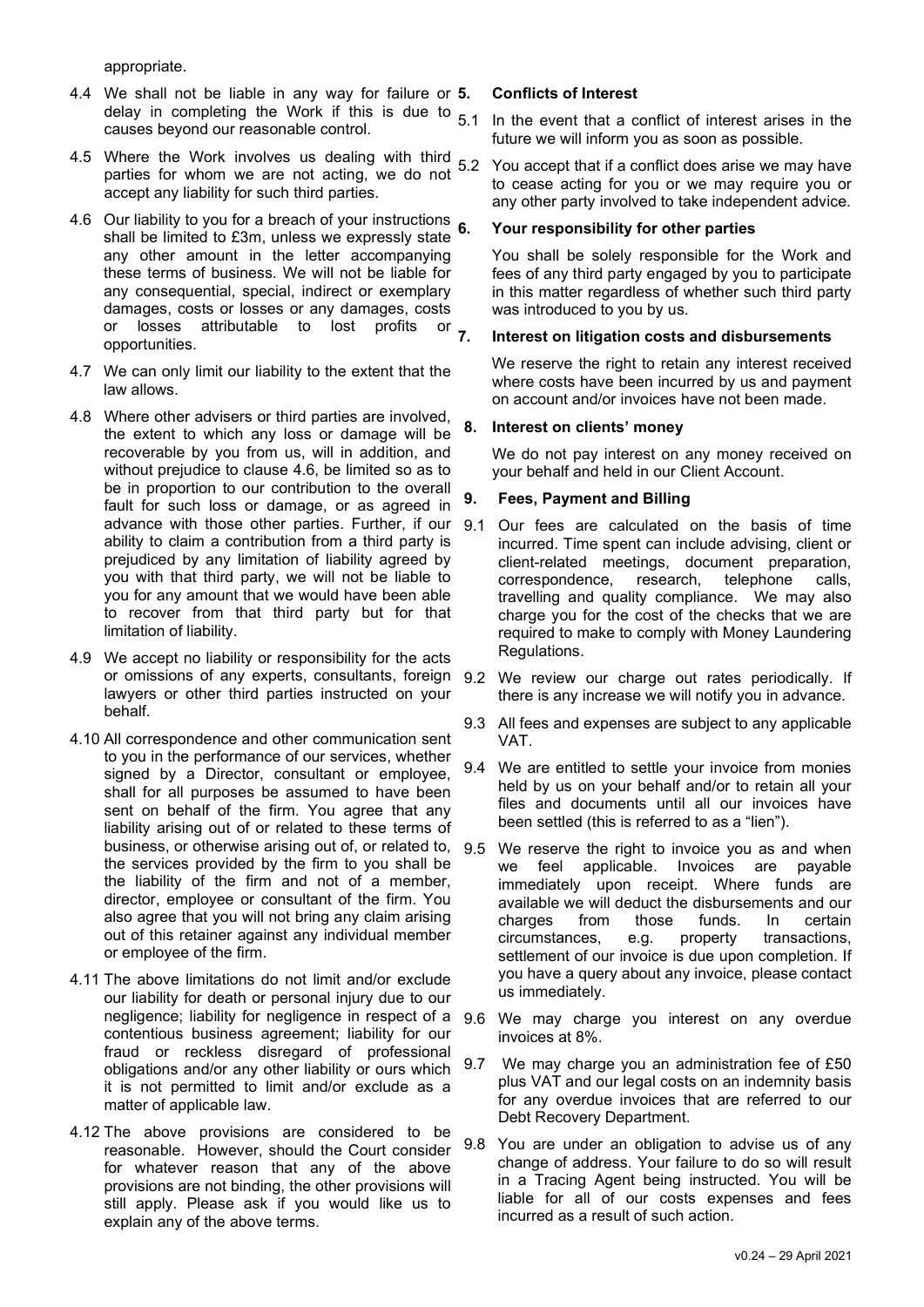appropriate.

4.4 We shall not be liable in any way for failure or delay in completing the Work if this is due to causes beyond our reasonable control.

4.5 Where the Work involves us dealing with third parties for whom we are not acting, we do not accept any liability for such third parties.

4.6 Our liability to you for a breach of your instructions shall be limited to £3m, unless we expressly state any other amount in the letter accompanying these terms of business. We will not be liable for any consequential, special, indirect or exemplary damages, costs or losses or any damages, costs or losses attributable to lost profits or opportunities.

4.7 We can only limit our liability to the extent that the law allows.

4.8 Where other advisers or third parties are involved, the extent to which any loss or damage will be recoverable by you from us, will in addition, and without prejudice to clause 4.6, be limited so as to be in proportion to our contribution to the overall fault for such loss or damage, or as agreed in advance with those other parties. Further, if our ability to claim a contribution from a third party is prejudiced by any limitation of liability agreed by you with that third party, we will not be liable to you for any amount that we would have been able to recover from that third party but for that limitation of liability.

4.9 We accept no liability or responsibility for the acts or omissions of any experts, consultants, foreign lawyers or other third parties instructed on your behalf.

4.10 All correspondence and other communication sent to you in the performance of our services, whether signed by a Director, consultant or employee, shall for all purposes be assumed to have been sent on behalf of the firm. You agree that any liability arising out of or related to these terms of business, or otherwise arising out of, or related to, the services provided by the firm to you shall be the liability of the firm and not of a member, director, employee or consultant of the firm. You also agree that you will not bring any claim arising out of this retainer against any individual member or employee of the firm.

4.11 The above limitations do not limit and/or exclude our liability for death or personal injury due to our negligence; liability for negligence in respect of a contentious business agreement; liability for our fraud or reckless disregard of professional obligations and/or any other liability or ours which it is not permitted to limit and/or exclude as a matter of applicable law.

4.12 The above provisions are considered to be reasonable. However, should the Court consider for whatever reason that any of the above provisions are not binding, the other provisions will still apply. Please ask if you would like us to explain any of the above terms.

## 5. Conflicts of Interest

5.1 In the event that a conflict of interest arises in the future we will inform you as soon as possible.

5.2 You accept that if a conflict does arise we may have to cease acting for you or we may require you or any other party involved to take independent advice.

## 6. Your responsibility for other parties

You shall be solely responsible for the Work and fees of any third party engaged by you to participate in this matter regardless of whether such third party was introduced to you by us.

## 7. Interest on litigation costs and disbursements

We reserve the right to retain any interest received where costs have been incurred by us and payment on account and/or invoices have not been made.

## 8. Interest on clients' money

We do not pay interest on any money received on your behalf and held in our Client Account.

## 9. Fees, Payment and Billing

9.1 Our fees are calculated on the basis of time incurred. Time spent can include advising, client or client-related meetings, document preparation, correspondence, research, telephone calls, travelling and quality compliance. We may also charge you for the cost of the checks that we are required to make to comply with Money Laundering Regulations.

9.2 We review our charge out rates periodically. If there is any increase we will notify you in advance.

9.3 All fees and expenses are subject to any applicable VAT.

9.4 We are entitled to settle your invoice from monies held by us on your behalf and/or to retain all your files and documents until all our invoices have been settled (this is referred to as a "lien").

9.5 We reserve the right to invoice you as and when we feel applicable. Invoices are payable immediately upon receipt. Where funds are available we will deduct the disbursements and our charges from those funds. In certain circumstances, e.g. property transactions, settlement of our invoice is due upon completion. If you have a query about any invoice, please contact us immediately.

9.6 We may charge you interest on any overdue invoices at 8%.

9.7 We may charge you an administration fee of £50 plus VAT and our legal costs on an indemnity basis for any overdue invoices that are referred to our Debt Recovery Department.

9.8 You are under an obligation to advise us of any change of address. Your failure to do so will result in a Tracing Agent being instructed. You will be liable for all of our costs expenses and fees incurred as a result of such action.

v0.24 – 29 April 2021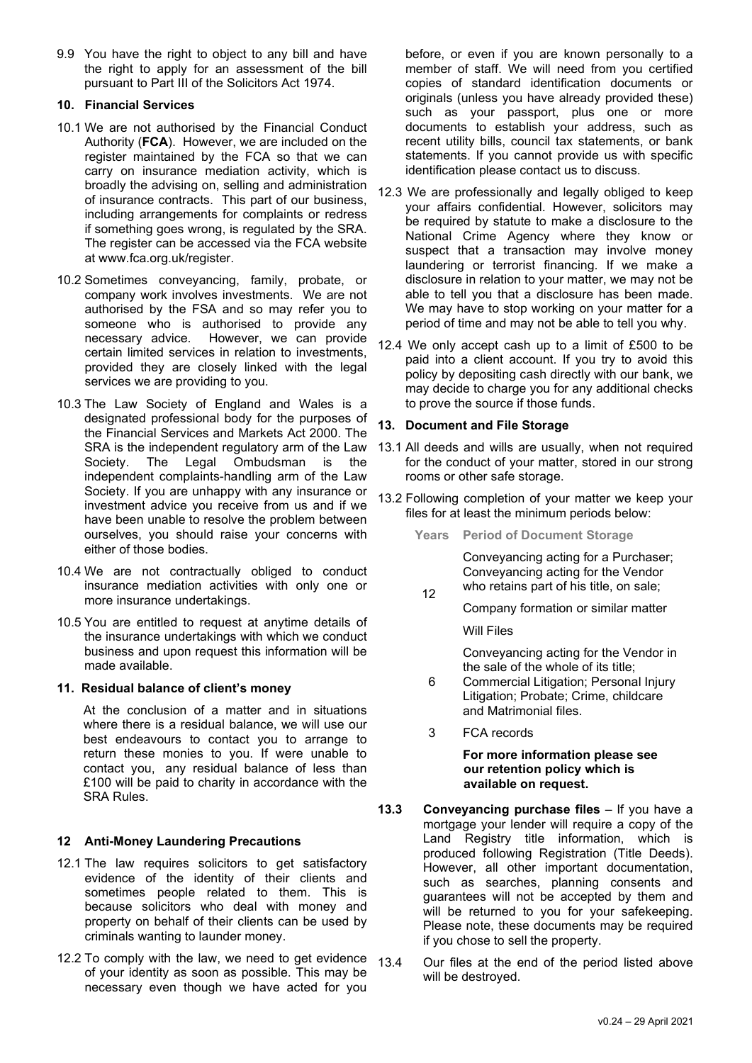9.9 You have the right to object to any bill and have the right to apply for an assessment of the bill pursuant to Part III of the Solicitors Act 1974.

### 10. Financial Services

10.1 We are not authorised by the Financial Conduct Authority (**FCA**). However, we are included on the register maintained by the FCA so that we can carry on insurance mediation activity, which is broadly the advising on, selling and administration of insurance contracts. This part of our business, including arrangements for complaints or redress if something goes wrong, is regulated by the SRA. The register can be accessed via the FCA website at www.fca.org.uk/register.

10.2 Sometimes conveyancing, family, probate, or company work involves investments. We are not authorised by the FSA and so may refer you to someone who is authorised to provide any necessary advice. However, we can provide certain limited services in relation to investments, provided they are closely linked with the legal services we are providing to you.

10.3 The Law Society of England and Wales is a designated professional body for the purposes of the Financial Services and Markets Act 2000. The SRA is the independent regulatory arm of the Law Society. The Legal Ombudsman is the independent complaints-handling arm of the Law Society. If you are unhappy with any insurance or investment advice you receive from us and if we have been unable to resolve the problem between ourselves, you should raise your concerns with either of those bodies.

10.4 We are not contractually obliged to conduct insurance mediation activities with only one or more insurance undertakings.

10.5 You are entitled to request at anytime details of the insurance undertakings with which we conduct business and upon request this information will be made available.

### 11. Residual balance of client's money

At the conclusion of a matter and in situations where there is a residual balance, we will use our best endeavours to contact you to arrange to return these monies to you. If were unable to contact you, any residual balance of less than £100 will be paid to charity in accordance with the SRA Rules.

### 12 Anti-Money Laundering Precautions

12.1 The law requires solicitors to get satisfactory evidence of the identity of their clients and sometimes people related to them. This is because solicitors who deal with money and property on behalf of their clients can be used by criminals wanting to launder money.

12.2 To comply with the law, we need to get evidence of your identity as soon as possible. This may be necessary even though we have acted for you before, or even if you are known personally to a member of staff. We will need from you certified copies of standard identification documents or originals (unless you have already provided these) such as your passport, plus one or more documents to establish your address, such as recent utility bills, council tax statements, or bank statements. If you cannot provide us with specific identification please contact us to discuss.

12.3 We are professionally and legally obliged to keep your affairs confidential. However, solicitors may be required by statute to make a disclosure to the National Crime Agency where they know or suspect that a transaction may involve money laundering or terrorist financing. If we make a disclosure in relation to your matter, we may not be able to tell you that a disclosure has been made. We may have to stop working on your matter for a period of time and may not be able to tell you why.

12.4 We only accept cash up to a limit of £500 to be paid into a client account. If you try to avoid this policy by depositing cash directly with our bank, we may decide to charge you for any additional checks to prove the source if those funds.

### 13. Document and File Storage

13.1 All deeds and wills are usually, when not required for the conduct of your matter, stored in our strong rooms or other safe storage.

13.2 Following completion of your matter we keep your files for at least the minimum periods below:

| Years | Period of Document Storage |
|---|---|
| 12 | Conveyancing acting for a Purchaser; Conveyancing acting for the Vendor who retains part of his title, on sale;<br>Company formation or similar matter<br>Will Files |
| 6 | Conveyancing acting for the Vendor in the sale of the whole of its title; Commercial Litigation; Personal Injury Litigation; Probate; Crime, childcare and Matrimonial files. |
| 3 | FCA records |

**For more information please see our retention policy which is available on request.**

**13.3 Conveyancing purchase files** – If you have a mortgage your lender will require a copy of the Land Registry title information, which is produced following Registration (Title Deeds). However, all other important documentation, such as searches, planning consents and guarantees will not be accepted by them and will be returned to you for your safekeeping. Please note, these documents may be required if you chose to sell the property.

13.4 Our files at the end of the period listed above will be destroyed.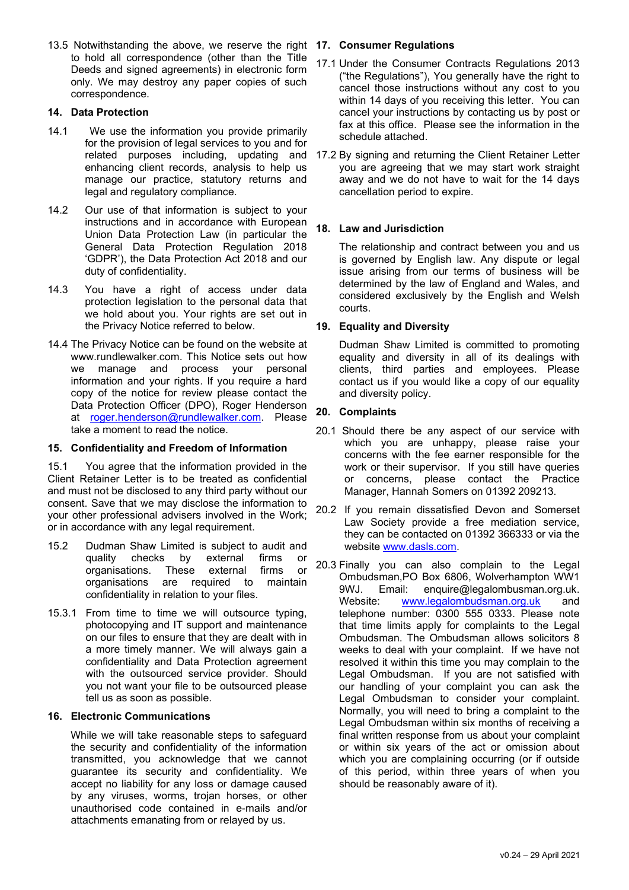13.5 Notwithstanding the above, we reserve the right to hold all correspondence (other than the Title Deeds and signed agreements) in electronic form only. We may destroy any paper copies of such correspondence.

## 14. Data Protection

14.1 We use the information you provide primarily for the provision of legal services to you and for related purposes including, updating and enhancing client records, analysis to help us manage our practice, statutory returns and legal and regulatory compliance.

14.2 Our use of that information is subject to your instructions and in accordance with European Union Data Protection Law (in particular the General Data Protection Regulation 2018 'GDPR'), the Data Protection Act 2018 and our duty of confidentiality.

14.3 You have a right of access under data protection legislation to the personal data that we hold about you. Your rights are set out in the Privacy Notice referred to below.

14.4 The Privacy Notice can be found on the website at www.rundlewalker.com. This Notice sets out how we manage and process your personal information and your rights. If you require a hard copy of the notice for review please contact the Data Protection Officer (DPO), Roger Henderson at roger.henderson@rundlewalker.com. Please take a moment to read the notice.

## 15. Confidentiality and Freedom of Information

15.1 You agree that the information provided in the Client Retainer Letter is to be treated as confidential and must not be disclosed to any third party without our consent. Save that we may disclose the information to your other professional advisers involved in the Work; or in accordance with any legal requirement.

15.2 Dudman Shaw Limited is subject to audit and quality checks by external firms or organisations. These external firms or organisations are required to maintain confidentiality in relation to your files.

15.3.1 From time to time we will outsource typing, photocopying and IT support and maintenance on our files to ensure that they are dealt with in a more timely manner. We will always gain a confidentiality and Data Protection agreement with the outsourced service provider. Should you not want your file to be outsourced please tell us as soon as possible.

## 16. Electronic Communications

While we will take reasonable steps to safeguard the security and confidentiality of the information transmitted, you acknowledge that we cannot guarantee its security and confidentiality. We accept no liability for any loss or damage caused by any viruses, worms, trojan horses, or other unauthorised code contained in e-mails and/or attachments emanating from or relayed by us.

## 17. Consumer Regulations

17.1 Under the Consumer Contracts Regulations 2013 ("the Regulations"), You generally have the right to cancel those instructions without any cost to you within 14 days of you receiving this letter. You can cancel your instructions by contacting us by post or fax at this office. Please see the information in the schedule attached.

17.2 By signing and returning the Client Retainer Letter you are agreeing that we may start work straight away and we do not have to wait for the 14 days cancellation period to expire.

## 18. Law and Jurisdiction

The relationship and contract between you and us is governed by English law. Any dispute or legal issue arising from our terms of business will be determined by the law of England and Wales, and considered exclusively by the English and Welsh courts.

## 19. Equality and Diversity

Dudman Shaw Limited is committed to promoting equality and diversity in all of its dealings with clients, third parties and employees. Please contact us if you would like a copy of our equality and diversity policy.

## 20. Complaints

20.1 Should there be any aspect of our service with which you are unhappy, please raise your concerns with the fee earner responsible for the work or their supervisor. If you still have queries or concerns, please contact the Practice Manager, Hannah Somers on 01392 209213.

20.2 If you remain dissatisfied Devon and Somerset Law Society provide a free mediation service, they can be contacted on 01392 366333 or via the website www.dasls.com.

20.3 Finally you can also complain to the Legal Ombudsman,PO Box 6806, Wolverhampton WW1 9WJ. Email: enquire@legalombusman.org.uk. Website: www.legalombudsman.org.uk and telephone number: 0300 555 0333. Please note that time limits apply for complaints to the Legal Ombudsman. The Ombudsman allows solicitors 8 weeks to deal with your complaint. If we have not resolved it within this time you may complain to the Legal Ombudsman. If you are not satisfied with our handling of your complaint you can ask the Legal Ombudsman to consider your complaint. Normally, you will need to bring a complaint to the Legal Ombudsman within six months of receiving a final written response from us about your complaint or within six years of the act or omission about which you are complaining occurring (or if outside of this period, within three years of when you should be reasonably aware of it).

v0.24 – 29 April 2021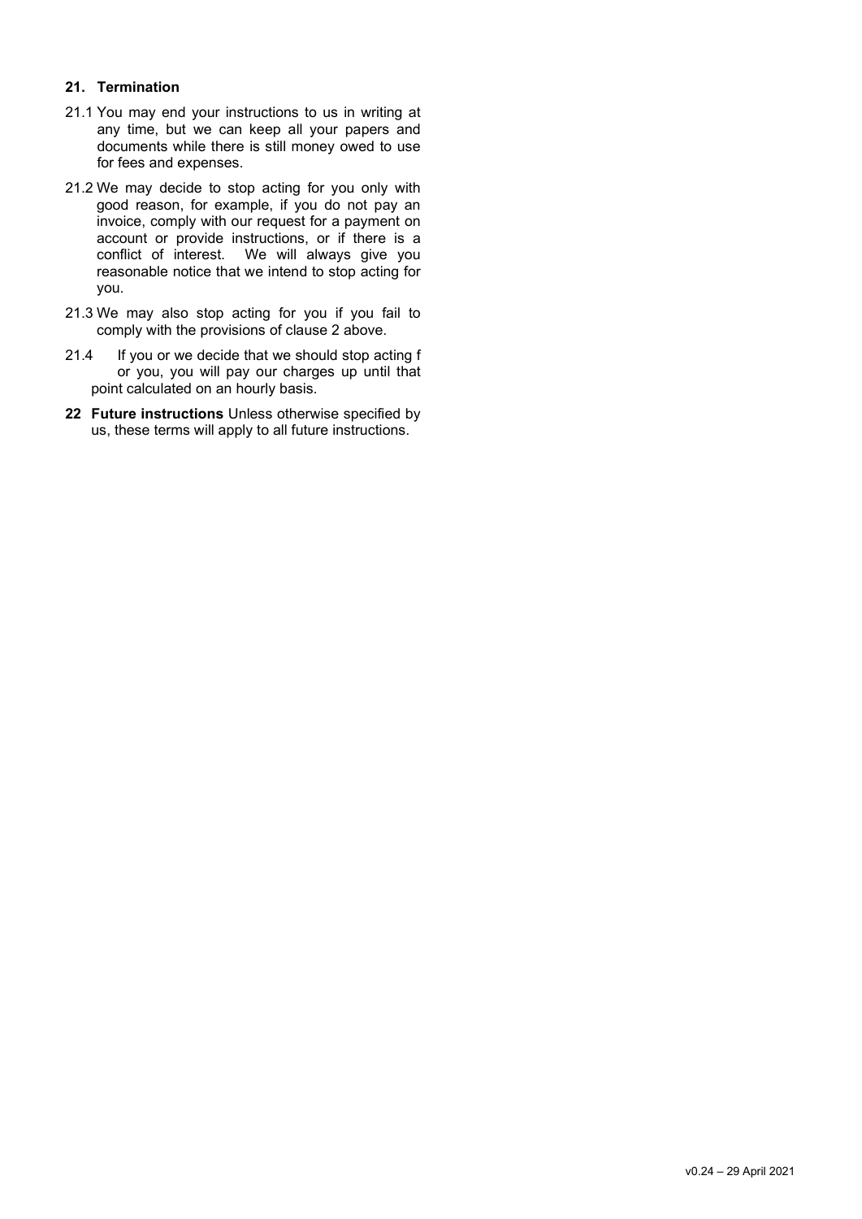**21. Termination**

21.1 You may end your instructions to us in writing at any time, but we can keep all your papers and documents while there is still money owed to use for fees and expenses.

21.2 We may decide to stop acting for you only with good reason, for example, if you do not pay an invoice, comply with our request for a payment on account or provide instructions, or if there is a conflict of interest. We will always give you reasonable notice that we intend to stop acting for you.

21.3 We may also stop acting for you if you fail to comply with the provisions of clause 2 above.

21.4 If you or we decide that we should stop acting f or you, you will pay our charges up until that point calculated on an hourly basis.

**22 Future instructions** Unless otherwise specified by us, these terms will apply to all future instructions.

v0.24 – 29 April 2021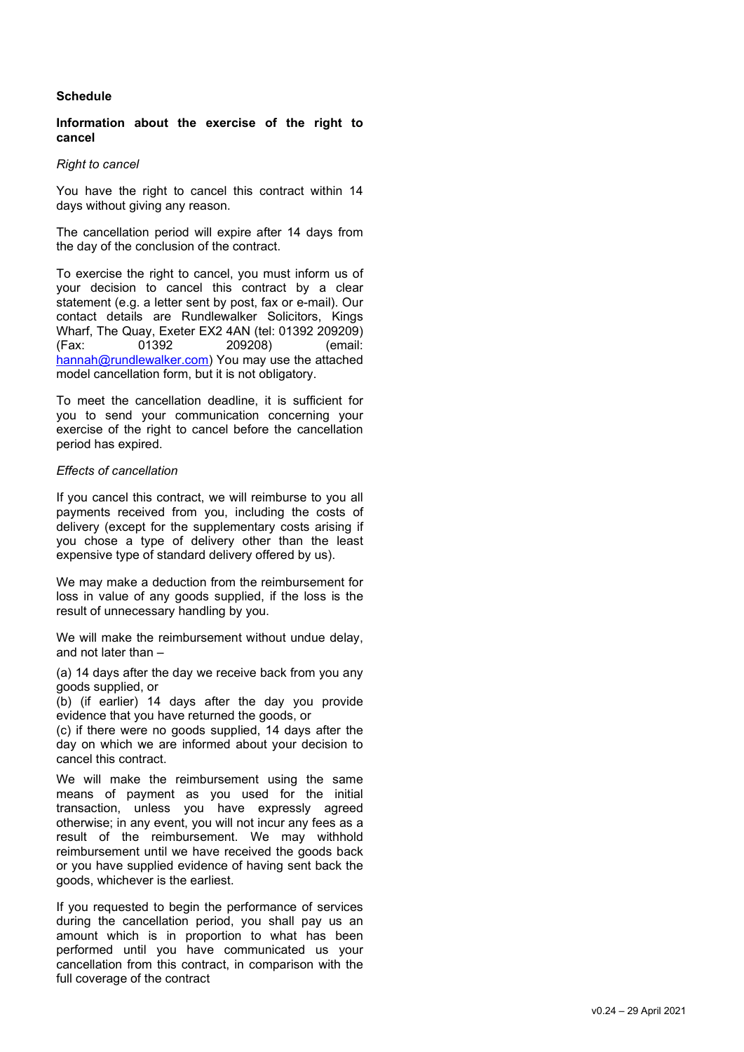**Schedule**

**Information about the exercise of the right to cancel**

*Right to cancel*

You have the right to cancel this contract within 14 days without giving any reason.

The cancellation period will expire after 14 days from the day of the conclusion of the contract.

To exercise the right to cancel, you must inform us of your decision to cancel this contract by a clear statement (e.g. a letter sent by post, fax or e-mail). Our contact details are Rundlewalker Solicitors, Kings Wharf, The Quay, Exeter EX2 4AN (tel: 01392 209209) (Fax: 01392 209208) (email: hannah@rundlewalker.com) You may use the attached model cancellation form, but it is not obligatory.

To meet the cancellation deadline, it is sufficient for you to send your communication concerning your exercise of the right to cancel before the cancellation period has expired.

*Effects of cancellation*

If you cancel this contract, we will reimburse to you all payments received from you, including the costs of delivery (except for the supplementary costs arising if you chose a type of delivery other than the least expensive type of standard delivery offered by us).

We may make a deduction from the reimbursement for loss in value of any goods supplied, if the loss is the result of unnecessary handling by you.

We will make the reimbursement without undue delay, and not later than –

(a) 14 days after the day we receive back from you any goods supplied, or
(b) (if earlier) 14 days after the day you provide evidence that you have returned the goods, or
(c) if there were no goods supplied, 14 days after the day on which we are informed about your decision to cancel this contract.

We will make the reimbursement using the same means of payment as you used for the initial transaction, unless you have expressly agreed otherwise; in any event, you will not incur any fees as a result of the reimbursement. We may withhold reimbursement until we have received the goods back or you have supplied evidence of having sent back the goods, whichever is the earliest.

If you requested to begin the performance of services during the cancellation period, you shall pay us an amount which is in proportion to what has been performed until you have communicated us your cancellation from this contract, in comparison with the full coverage of the contract

v0.24 – 29 April 2021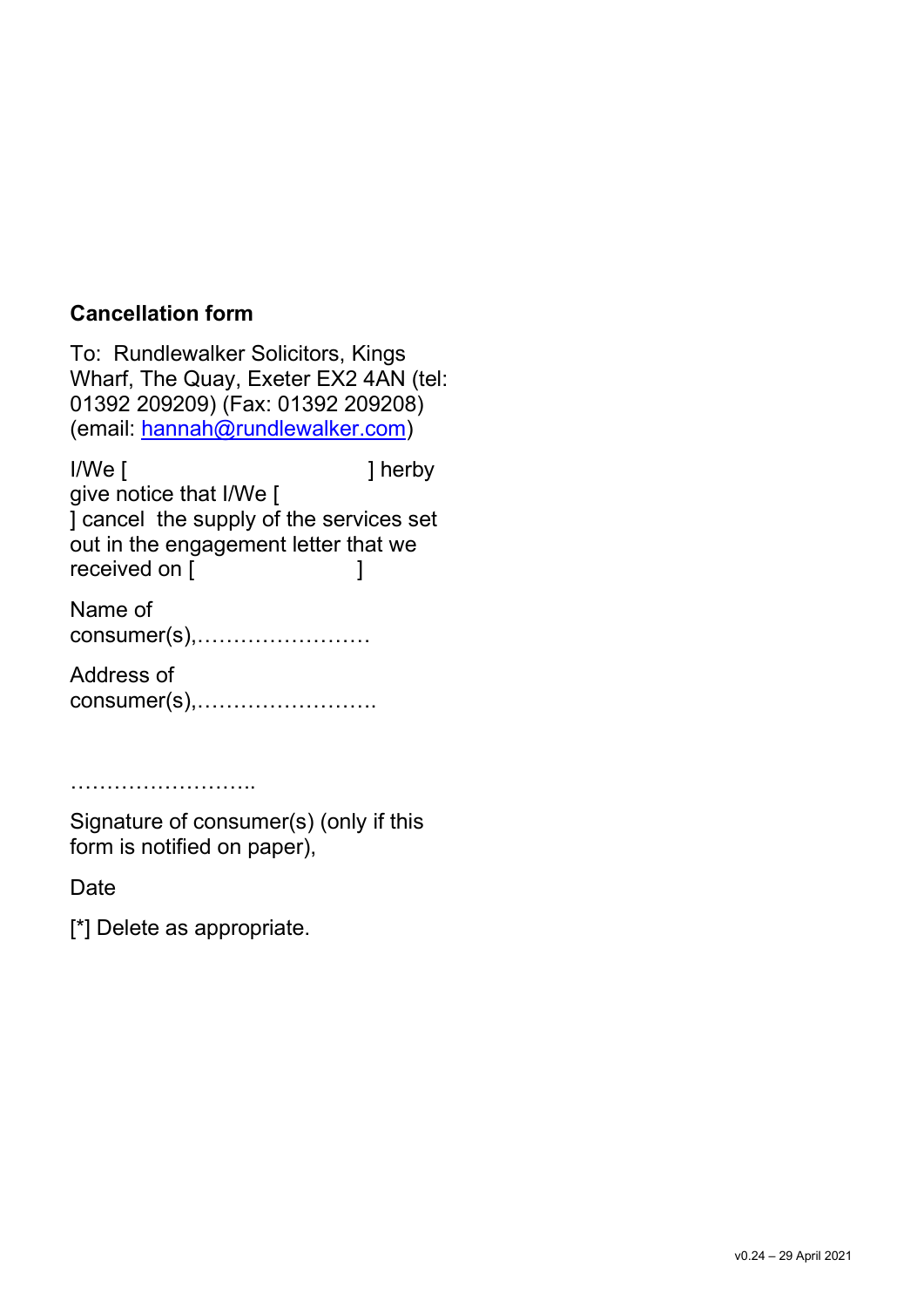**Cancellation form**

To: Rundlewalker Solicitors, Kings Wharf, The Quay, Exeter EX2 4AN (tel: 01392 209209) (Fax: 01392 209208) (email: hannah@rundlewalker.com)

I/We [                                ] herby give notice that I/We [                                ] cancel the supply of the services set out in the engagement letter that we received on [                        ]

Name of consumer(s),……………………

Address of consumer(s),…………………….

……………………..

Signature of consumer(s) (only if this form is notified on paper),

Date

[*] Delete as appropriate.

v0.24 – 29 April 2021